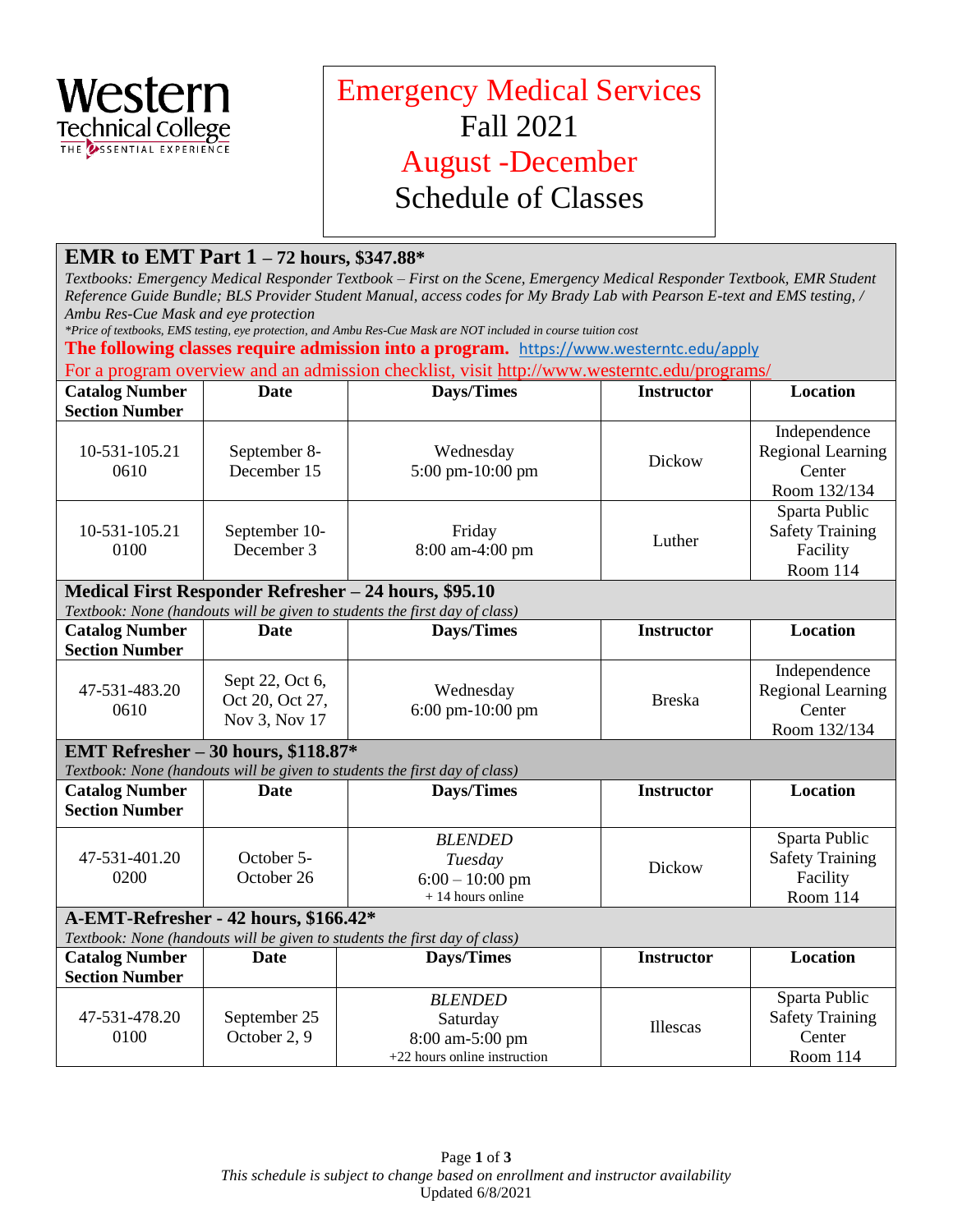Western Technical College
THE ESSENTIAL EXPERIENCE

# Emergency Medical Services
# Fall 2021
# August -December
# Schedule of Classes

## EMR to EMT Part 1 – 72 hours, $347.88*

*Textbooks: Emergency Medical Responder Textbook – First on the Scene, Emergency Medical Responder Textbook, EMR Student Reference Guide Bundle; BLS Provider Student Manual, access codes for My Brady Lab with Pearson E-text and EMS testing, / Ambu Res-Cue Mask and eye protection*

*\*Price of textbooks, EMS testing, eye protection, and Ambu Res-Cue Mask are NOT included in course tuition cost*

**The following classes require admission into a program.** https://www.westerntc.edu/apply

For a program overview and an admission checklist, visit http://www.westerntc.edu/programs/

| Catalog Number Section Number | Date | Days/Times | Instructor | Location |
|---|---|---|---|---|
| 10-531-105.21 0610 | September 8-December 15 | Wednesday 5:00 pm-10:00 pm | Dickow | Independence Regional Learning Center Room 132/134 |
| 10-531-105.21 0100 | September 10-December 3 | Friday 8:00 am-4:00 pm | Luther | Sparta Public Safety Training Facility Room 114 |

## Medical First Responder Refresher – 24 hours, $95.10

*Textbook: None (handouts will be given to students the first day of class)*

| Catalog Number Section Number | Date | Days/Times | Instructor | Location |
|---|---|---|---|---|
| 47-531-483.20 0610 | Sept 22, Oct 6, Oct 20, Oct 27, Nov 3, Nov 17 | Wednesday 6:00 pm-10:00 pm | Breska | Independence Regional Learning Center Room 132/134 |

## EMT Refresher – 30 hours, $118.87*

*Textbook: None (handouts will be given to students the first day of class)*

| Catalog Number Section Number | Date | Days/Times | Instructor | Location |
|---|---|---|---|---|
| 47-531-401.20 0200 | October 5-October 26 | *BLENDED* *Tuesday* 6:00 – 10:00 pm + 14 hours online | Dickow | Sparta Public Safety Training Facility Room 114 |

## A-EMT-Refresher - 42 hours, $166.42*

*Textbook: None (handouts will be given to students the first day of class)*

| Catalog Number Section Number | Date | Days/Times | Instructor | Location |
|---|---|---|---|---|
| 47-531-478.20 0100 | September 25 October 2, 9 | *BLENDED* Saturday 8:00 am-5:00 pm +22 hours online instruction | Illescas | Sparta Public Safety Training Center Room 114 |

*This schedule is subject to change based on enrollment and instructor availability*
Updated 6/8/2021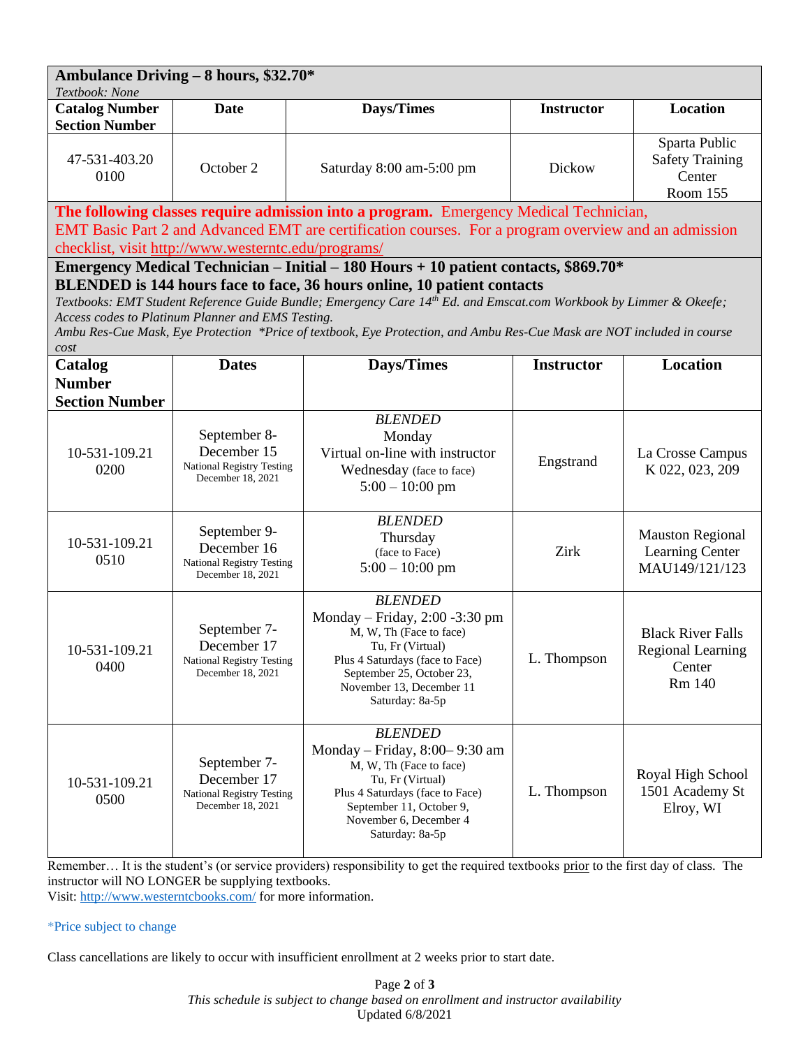**Ambulance Driving – 8 hours, $32.70***

*Textbook: None*

| Catalog Number Section Number | Date | Days/Times | Instructor | Location |
|---|---|---|---|---|
| 47-531-403.20 0100 | October 2 | Saturday 8:00 am-5:00 pm | Dickow | Sparta Public Safety Training Center Room 155 |

**The following classes require admission into a program.** Emergency Medical Technician, EMT Basic Part 2 and Advanced EMT are certification courses. For a program overview and an admission checklist, visit http://www.westerntc.edu/programs/

**Emergency Medical Technician – Initial – 180 Hours + 10 patient contacts, $869.70***

**BLENDED is 144 hours face to face, 36 hours online, 10 patient contacts**

*Textbooks: EMT Student Reference Guide Bundle; Emergency Care 14th Ed. and Emscat.com Workbook by Limmer & Okeefe; Access codes to Platinum Planner and EMS Testing.*

*Ambu Res-Cue Mask, Eye Protection \*Price of textbook, Eye Protection, and Ambu Res-Cue Mask are NOT included in course cost*

| Catalog Number Section Number | Dates | Days/Times | Instructor | Location |
|---|---|---|---|---|
| 10-531-109.21 0200 | September 8-December 15 National Registry Testing December 18, 2021 | *BLENDED* Monday Virtual on-line with instructor Wednesday (face to face) 5:00 – 10:00 pm | Engstrand | La Crosse Campus K 022, 023, 209 |
| 10-531-109.21 0510 | September 9-December 16 National Registry Testing December 18, 2021 | *BLENDED* Thursday (face to Face) 5:00 – 10:00 pm | Zirk | Mauston Regional Learning Center MAU149/121/123 |
| 10-531-109.21 0400 | September 7-December 17 National Registry Testing December 18, 2021 | *BLENDED* Monday – Friday, 2:00 -3:30 pm M, W, Th (Face to face) Tu, Fr (Virtual) Plus 4 Saturdays (face to Face) September 25, October 23, November 13, December 11 Saturday: 8a-5p | L. Thompson | Black River Falls Regional Learning Center Rm 140 |
| 10-531-109.21 0500 | September 7-December 17 National Registry Testing December 18, 2021 | *BLENDED* Monday – Friday, 8:00– 9:30 am M, W, Th (Face to face) Tu, Fr (Virtual) Plus 4 Saturdays (face to Face) September 11, October 9, November 6, December 4 Saturday: 8a-5p | L. Thompson | Royal High School 1501 Academy St Elroy, WI |

Remember… It is the student's (or service providers) responsibility to get the required textbooks prior to the first day of class. The instructor will NO LONGER be supplying textbooks.
Visit: http://www.westerntcbooks.com/ for more information.

*Price subject to change

Class cancellations are likely to occur with insufficient enrollment at 2 weeks prior to start date.

*This schedule is subject to change based on enrollment and instructor availability*
Updated 6/8/2021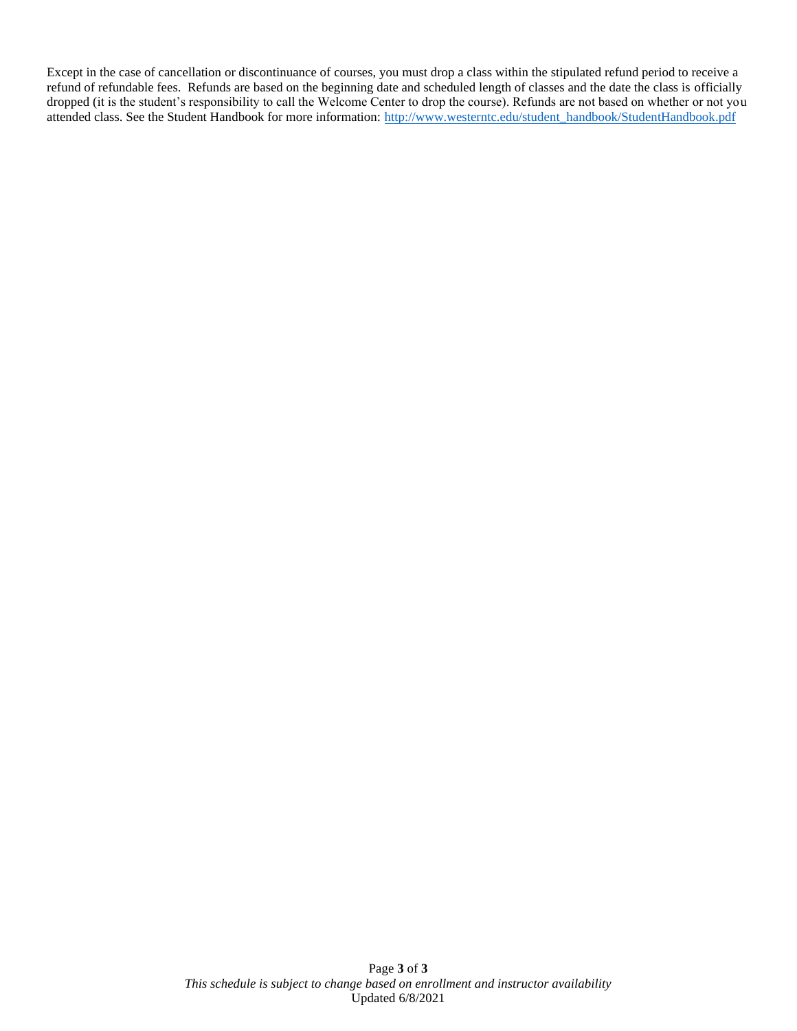Except in the case of cancellation or discontinuance of courses, you must drop a class within the stipulated refund period to receive a refund of refundable fees. Refunds are based on the beginning date and scheduled length of classes and the date the class is officially dropped (it is the student's responsibility to call the Welcome Center to drop the course). Refunds are not based on whether or not you attended class. See the Student Handbook for more information: [http://www.westerntc.edu/student_handbook/StudentHandbook.pdf](http://www.westerntc.edu/student_handbook/StudentHandbook.pdf)

*This schedule is subject to change based on enrollment and instructor availability*

Updated 6/8/2021